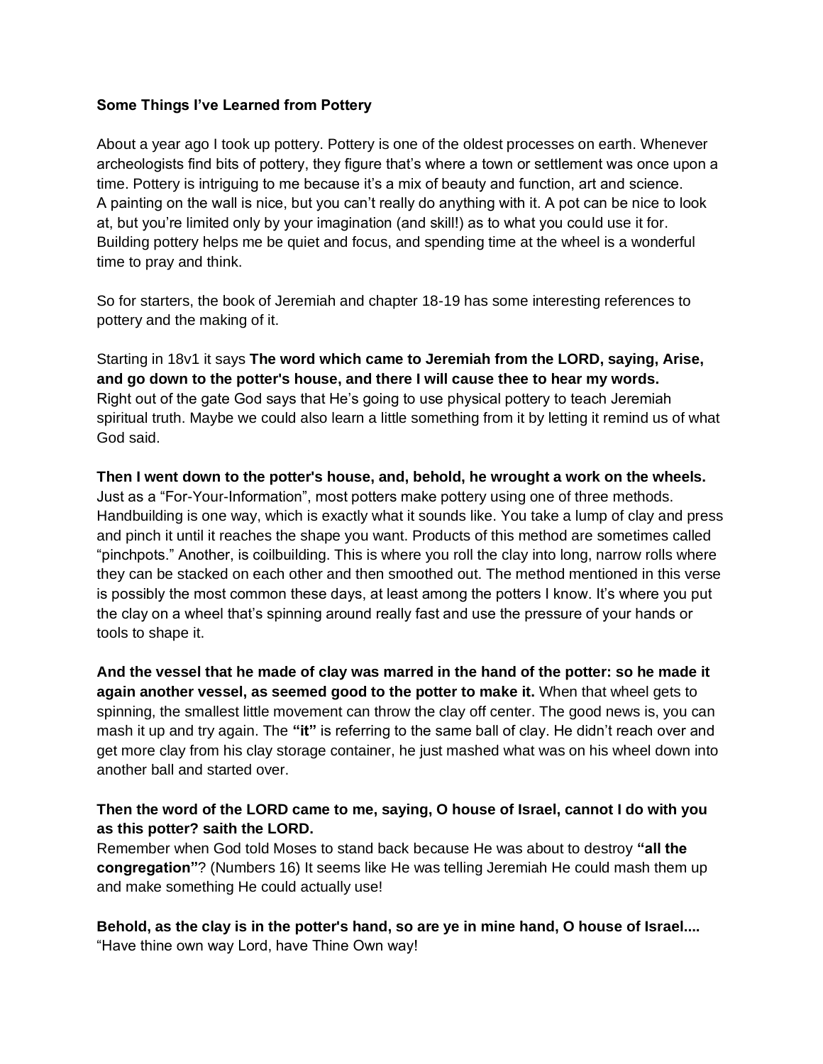**Some Things I've Learned from Pottery**

About a year ago I took up pottery. Pottery is one of the oldest processes on earth. Whenever archeologists find bits of pottery, they figure that's where a town or settlement was once upon a time. Pottery is intriguing to me because it's a mix of beauty and function, art and science. A painting on the wall is nice, but you can't really do anything with it. A pot can be nice to look at, but you're limited only by your imagination (and skill!) as to what you could use it for. Building pottery helps me be quiet and focus, and spending time at the wheel is a wonderful time to pray and think.

So for starters, the book of Jeremiah and chapter 18-19 has some interesting references to pottery and the making of it.

Starting in 18v1 it says **The word which came to Jeremiah from the LORD, saying, Arise, and go down to the potter's house, and there I will cause thee to hear my words.** Right out of the gate God says that He's going to use physical pottery to teach Jeremiah spiritual truth. Maybe we could also learn a little something from it by letting it remind us of what God said.

**Then I went down to the potter's house, and, behold, he wrought a work on the wheels.** Just as a "For-Your-Information", most potters make pottery using one of three methods. Handbuilding is one way, which is exactly what it sounds like. You take a lump of clay and press and pinch it until it reaches the shape you want. Products of this method are sometimes called "pinchpots." Another, is coilbuilding. This is where you roll the clay into long, narrow rolls where they can be stacked on each other and then smoothed out. The method mentioned in this verse is possibly the most common these days, at least among the potters I know. It's where you put the clay on a wheel that's spinning around really fast and use the pressure of your hands or tools to shape it.

**And the vessel that he made of clay was marred in the hand of the potter: so he made it again another vessel, as seemed good to the potter to make it.** When that wheel gets to spinning, the smallest little movement can throw the clay off center. The good news is, you can mash it up and try again. The **"it"** is referring to the same ball of clay. He didn't reach over and get more clay from his clay storage container, he just mashed what was on his wheel down into another ball and started over.

**Then the word of the LORD came to me, saying, O house of Israel, cannot I do with you as this potter? saith the LORD.**
Remember when God told Moses to stand back because He was about to destroy **"all the congregation"**? (Numbers 16) It seems like He was telling Jeremiah He could mash them up and make something He could actually use!

**Behold, as the clay is in the potter's hand, so are ye in mine hand, O house of Israel....**
"Have thine own way Lord, have Thine Own way!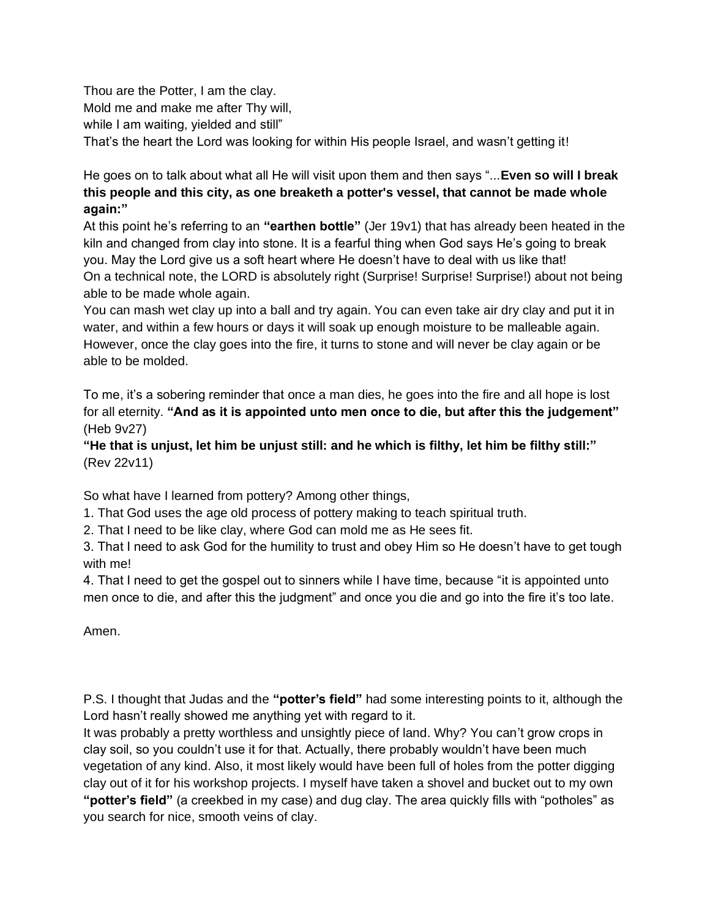Thou are the Potter, I am the clay.
Mold me and make me after Thy will,
while I am waiting, yielded and still"
That's the heart the Lord was looking for within His people Israel, and wasn't getting it!

He goes on to talk about what all He will visit upon them and then says "...**Even so will I break this people and this city, as one breaketh a potter's vessel, that cannot be made whole again:"**
At this point he's referring to an **"earthen bottle"** (Jer 19v1) that has already been heated in the kiln and changed from clay into stone. It is a fearful thing when God says He's going to break you. May the Lord give us a soft heart where He doesn't have to deal with us like that!
On a technical note, the LORD is absolutely right (Surprise! Surprise! Surprise!) about not being able to be made whole again.
You can mash wet clay up into a ball and try again. You can even take air dry clay and put it in water, and within a few hours or days it will soak up enough moisture to be malleable again. However, once the clay goes into the fire, it turns to stone and will never be clay again or be able to be molded.

To me, it's a sobering reminder that once a man dies, he goes into the fire and all hope is lost for all eternity. **"And as it is appointed unto men once to die, but after this the judgement"** (Heb 9v27)
**"He that is unjust, let him be unjust still: and he which is filthy, let him be filthy still:"** (Rev 22v11)

So what have I learned from pottery? Among other things,

1. That God uses the age old process of pottery making to teach spiritual truth.
2. That I need to be like clay, where God can mold me as He sees fit.
3. That I need to ask God for the humility to trust and obey Him so He doesn't have to get tough with me!
4. That I need to get the gospel out to sinners while I have time, because "it is appointed unto men once to die, and after this the judgment" and once you die and go into the fire it's too late.

Amen.

P.S. I thought that Judas and the **"potter's field"** had some interesting points to it, although the Lord hasn't really showed me anything yet with regard to it.
It was probably a pretty worthless and unsightly piece of land. Why? You can't grow crops in clay soil, so you couldn't use it for that. Actually, there probably wouldn't have been much vegetation of any kind. Also, it most likely would have been full of holes from the potter digging clay out of it for his workshop projects. I myself have taken a shovel and bucket out to my own **"potter's field"** (a creekbed in my case) and dug clay. The area quickly fills with "potholes" as you search for nice, smooth veins of clay.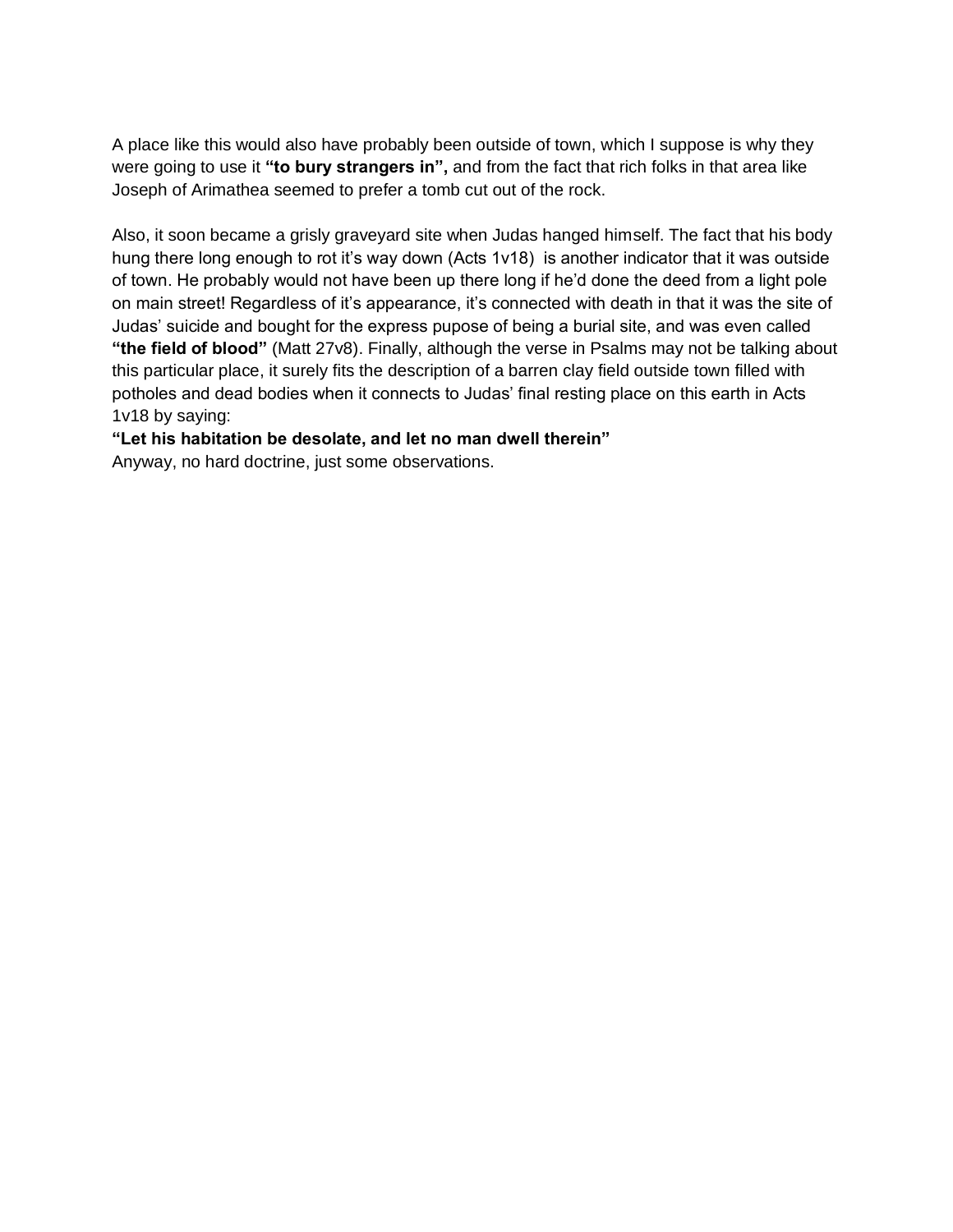A place like this would also have probably been outside of town, which I suppose is why they were going to use it **"to bury strangers in",** and from the fact that rich folks in that area like Joseph of Arimathea seemed to prefer a tomb cut out of the rock.

Also, it soon became a grisly graveyard site when Judas hanged himself. The fact that his body hung there long enough to rot it's way down (Acts 1v18) is another indicator that it was outside of town. He probably would not have been up there long if he'd done the deed from a light pole on main street! Regardless of it's appearance, it's connected with death in that it was the site of Judas' suicide and bought for the express pupose of being a burial site, and was even called **"the field of blood"** (Matt 27v8). Finally, although the verse in Psalms may not be talking about this particular place, it surely fits the description of a barren clay field outside town filled with potholes and dead bodies when it connects to Judas' final resting place on this earth in Acts 1v18 by saying:

**"Let his habitation be desolate, and let no man dwell therein"**

Anyway, no hard doctrine, just some observations.